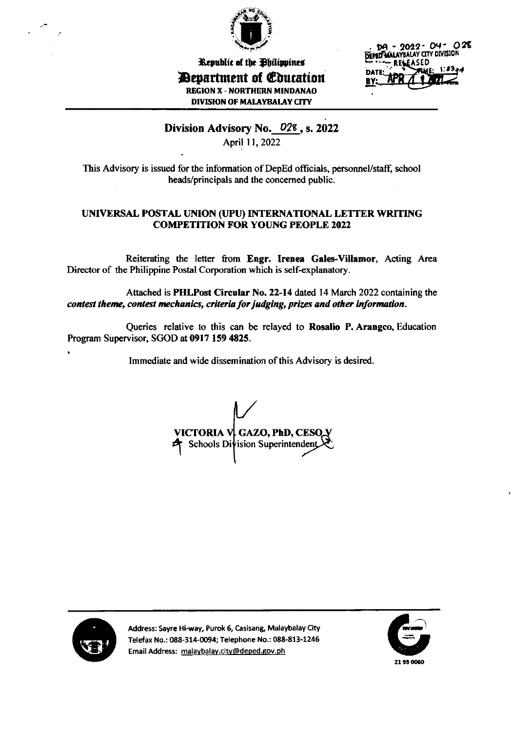Republic of the Philippines

**Department of Education**

**REGION X - NORTHERN MINDANAO**

**DIVISION OF MALAYBALAY CITY**

DA - 2022 - 04 - 028
DEPED MALAYBALAY CITY DIVISION
RELEASED
DATE: APR 11 2022 TIME: 1:23
BY:

## Division Advisory No. 028, s. 2022

April 11, 2022

This Advisory is issued for the information of DepEd officials, personnel/staff, school heads/principals and the concerned public.

### UNIVERSAL POSTAL UNION (UPU) INTERNATIONAL LETTER WRITING COMPETITION FOR YOUNG PEOPLE 2022

Reiterating the letter from **Engr. Irenea Gales-Villamor**, Acting Area Director of the Philippine Postal Corporation which is self-explanatory.

Attached is **PHLPost Circular No. 22-14** dated 14 March 2022 containing the ***contest theme, contest mechanics, criteria for judging, prizes and other information.***

Queries relative to this can be relayed to **Rosalio P. Arangco**, Education Program Supervisor, SGOD at **0917 159 4825**.

Immediate and wide dissemination of this Advisory is desired.

**VICTORIA V. GAZO, PhD, CESO V**
Schools Division Superintendent

Address: Sayre Hi-way, Purok 6, Casisang, Malaybalay City
Telefax No.: 088-314-0094; Telephone No.: 088-813-1246
Email Address: malaybalay.city@deped.gov.ph

21 93 0060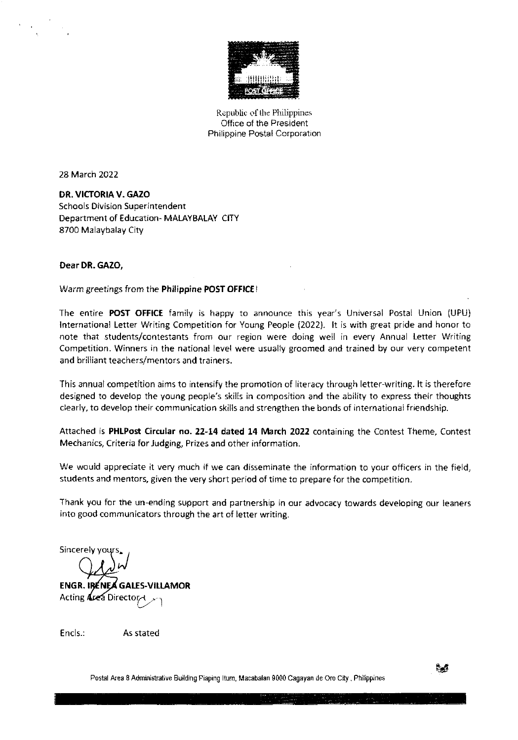Republic of the Philippines
Office of the President
Philippine Postal Corporation

28 March 2022

**DR. VICTORIA V. GAZO**
Schools Division Superintendent
Department of Education- MALAYBALAY CITY
8700 Malaybalay City

**Dear DR. GAZO,**

Warm greetings from the **Philippine POST OFFICE**!

The entire **POST OFFICE** family is happy to announce this year's Universal Postal Union (UPU) International Letter Writing Competition for Young People (2022). It is with great pride and honor to note that students/contestants from our region were doing well in every Annual Letter Writing Competition. Winners in the national level were usually groomed and trained by our very competent and brilliant teachers/mentors and trainers.

This annual competition aims to intensify the promotion of literacy through letter-writing. It is therefore designed to develop the young people's skills in composition and the ability to express their thoughts clearly, to develop their communication skills and strengthen the bonds of international friendship.

Attached is **PHLPost Circular no. 22-14 dated 14 March 2022** containing the Contest Theme, Contest Mechanics, Criteria for Judging, Prizes and other information.

We would appreciate it very much if we can disseminate the information to your officers in the field, students and mentors, given the very short period of time to prepare for the competition.

Thank you for the un-ending support and partnership in our advocacy towards developing our leaners into good communicators through the art of letter writing.

Sincerely yours,

**ENGR. IRENEA GALES-VILLAMOR**
Acting Area Director

Encls.: As stated

Postal Area 8 Administrative Building Piaping Itum, Macabalan 9000 Cagayan de Oro City, Philippines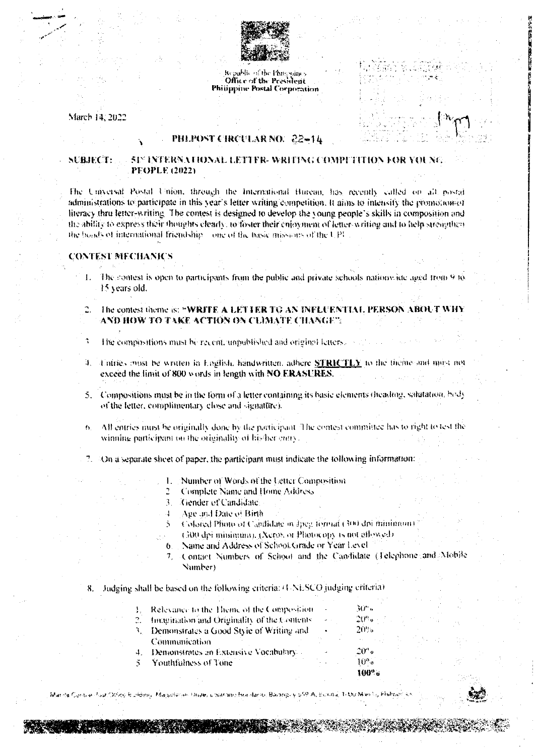Republic of the Philippines
**Office of the President**
**Philippine Postal Corporation**

March 14, 2022

**PHLPOST CIRCULAR NO. 22-14**

**SUBJECT: 51st INTERNATIONAL LETTER-WRITING COMPETITION FOR YOUNG PEOPLE (2022)**

The Universal Postal Union, through the International Bureau, has recently called on all postal administrations to participate in this year's letter writing competition. It aims to intensify the promotion of literacy thru letter-writing. The contest is designed to develop the young people's skills in composition and the ability to express their thoughts clearly, to foster their enjoyment of letter-writing and to help strengthen the bonds of international friendship – one of the basic missions of the UPU.

**CONTEST MECHANICS**

1. The contest is open to participants from the public and private schools nationwide aged from 9 to 15 years old.

2. The contest theme is: **"WRITE A LETTER TO AN INFLUENTIAL PERSON ABOUT WHY AND HOW TO TAKE ACTION ON CLIMATE CHANGE"**.

3. The compositions must be recent, unpublished and original letters.

4. Entries must be written in English, handwritten, adhere **STRICTLY** to the theme and must not exceed the limit of 800 words in length with **NO ERASURES**.

5. Compositions must be in the form of a letter containing its basic elements (heading, salutation, body of the letter, complimentary close and signature).

6. All entries must be originally done by the participant. The contest committee has to right to test the winning participant on the originality of his/her entry.

7. On a separate sheet of paper, the participant must indicate the following information:

   1. Number of Words of the Letter Composition
   2. Complete Name and Home Address
   3. Gender of Candidate
   4. Age and Date of Birth
   5. Colored Photo of Candidate in Jpeg format (300 dpi minimum) (300 dpi minimum). (Xerox or Photocopy is not allowed)
   6. Name and Address of School/Grade or Year Level
   7. Contact Numbers of School and the Candidate (Telephone and Mobile Number)

8. Judging shall be based on the following criteria: (UNESCO judging criteria)

| | | |
|---|---|---|
| 1. Relevance to the Theme of the Composition | - | 30% |
| 2. Imagination and Originality of the Contents | - | 20% |
| 3. Demonstrates a Good Style of Writing and Communication | - | 20% |
| 4. Demonstrates an Extensive Vocabulary | - | 20% |
| 5. Youthfulness of Tone | | 10% |
| | | **100%** |

Manila Central Post Office Building, Magallanes Drive, Liwasang Bonifacio, Barangay 659-A, Ermita, 1000 Manila, Philippines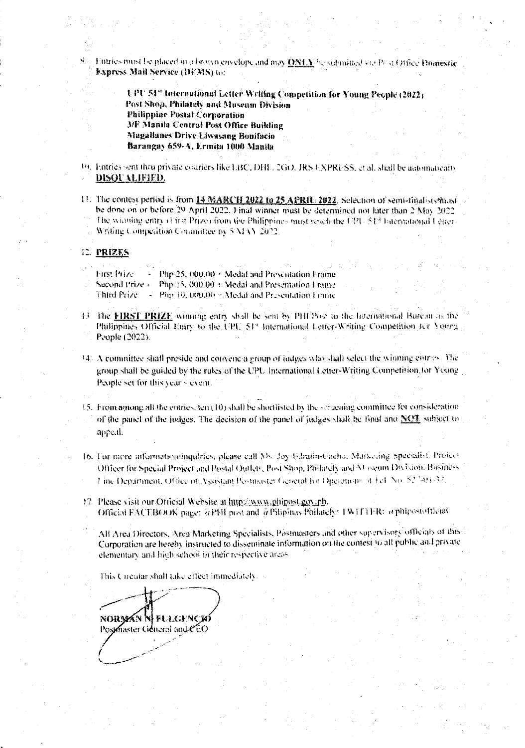9. Entries must be placed in a brown envelope and may **ONLY** be submitted via Post Office **Domestic Express Mail Service (DEMS)** to:

   **UPU 51st International Letter Writing Competition for Young People (2022)**
   **Post Shop, Philately and Museum Division**
   **Philippine Postal Corporation**
   **3/F Manila Central Post Office Building**
   **Magallanes Drive Liwasang Bonifacio**
   **Barangay 659-A, Ermita 1000 Manila**

10. Entries sent thru private couriers like LBC, DHL, 2GO, JRS EXPRESS, et al. shall be automatically **DISQUALIFIED.**

11. The contest period is from **14 MARCH 2022 to 25 APRIL 2022**. Selection of semi-finalists must be done on or before 29 April 2022. Final winner must be determined not later than 2 May 2022. The winning entry (First Prize) from the Philippines must reach the UPU 51st International Letter Writing Competition Committee by 5 MAY 2022.

12. **PRIZES**

    First Prize - Php 25,000.00 + Medal and Presentation Frame
    Second Prize - Php 15,000.00 + Medal and Presentation Frame
    Third Prize - Php 10,000.00 + Medal and Presentation Frame

13. The **FIRST PRIZE** winning entry shall be sent by PHLPost to the International Bureau as the Philippines Official Entry to the UPU 51st International Letter-Writing Competition for Young People (2022).

14. A committee shall preside and convene a group of judges who shall select the winning entries. The group shall be guided by the rules of the UPU International Letter-Writing Competition for Young People set for this year's event.

15. From among all the entries, ten (10) shall be shortlisted by the screening committee for consideration of the panel of the judges. The decision of the panel of judges shall be final and **NOT** subject to appeal.

16. For more information/inquiries, please call Ms. Joy Edralin-Cacho, Marketing Specialist, Project Officer for Special Project and Postal Outlets, Post Shop, Philately and Museum Division, Business Line Department, Office of Assistant Postmaster General for Operations at Tel. No. 527-01-32.

17. Please visit our Official Website at http://www.phlpost.gov.ph. Official FACEBOOK page: @PHLpost and @Pilipinas Philately; TWITTER: @phlpostofficial

All Area Directors, Area Marketing Specialists, Postmasters and other supervisory officials of this Corporation are hereby instructed to disseminate information on the contest to all public and private elementary and high school in their respective areas.

This Circular shall take effect immediately.

**NORMAN N. FULGENCIO**
Postmaster General and CEO